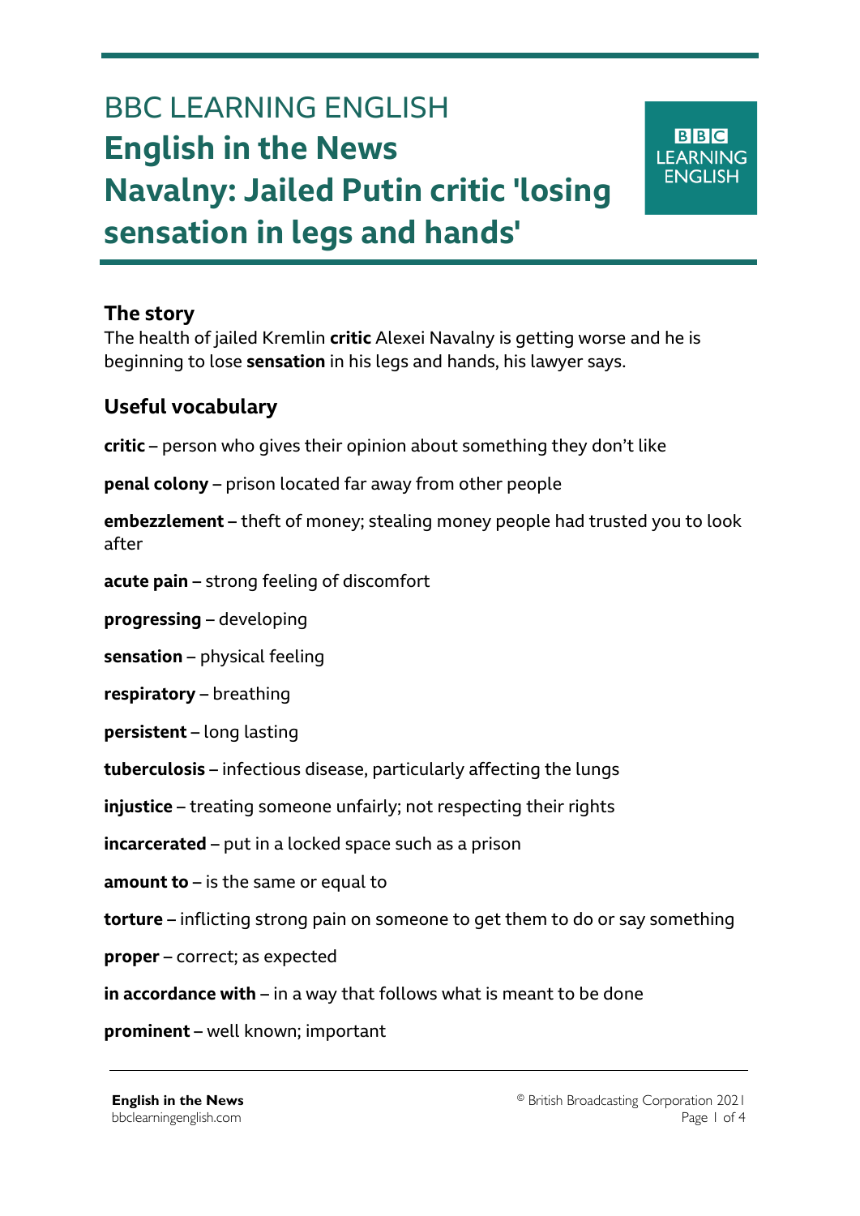# BBC LEARNING ENGLISH

# English in the News

# Navalny: Jailed Putin critic 'losing sensation in legs and hands'

## The story

The health of jailed Kremlin **critic** Alexei Navalny is getting worse and he is beginning to lose **sensation** in his legs and hands, his lawyer says.

## Useful vocabulary

**critic** – person who gives their opinion about something they don't like

**penal colony** – prison located far away from other people

**embezzlement** – theft of money; stealing money people had trusted you to look after

**acute pain** – strong feeling of discomfort

**progressing** – developing

**sensation** – physical feeling

**respiratory** – breathing

**persistent** – long lasting

**tuberculosis** – infectious disease, particularly affecting the lungs

**injustice** – treating someone unfairly; not respecting their rights

**incarcerated** – put in a locked space such as a prison

**amount to** – is the same or equal to

**torture** – inflicting strong pain on someone to get them to do or say something

**proper** – correct; as expected

**in accordance with** – in a way that follows what is meant to be done

**prominent** – well known; important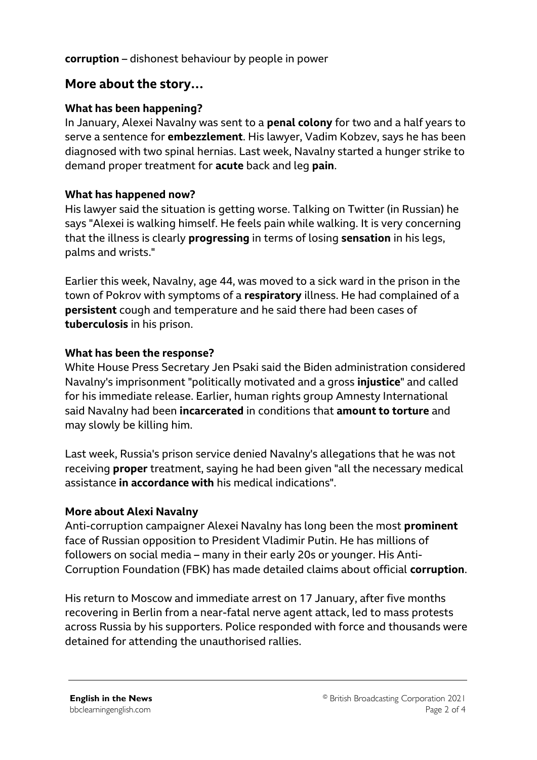**corruption** – dishonest behaviour by people in power

## More about the story…

**What has been happening?**

In January, Alexei Navalny was sent to a **penal colony** for two and a half years to serve a sentence for **embezzlement**. His lawyer, Vadim Kobzev, says he has been diagnosed with two spinal hernias. Last week, Navalny started a hunger strike to demand proper treatment for **acute** back and leg **pain**.

**What has happened now?**

His lawyer said the situation is getting worse. Talking on Twitter (in Russian) he says "Alexei is walking himself. He feels pain while walking. It is very concerning that the illness is clearly **progressing** in terms of losing **sensation** in his legs, palms and wrists."

Earlier this week, Navalny, age 44, was moved to a sick ward in the prison in the town of Pokrov with symptoms of a **respiratory** illness. He had complained of a **persistent** cough and temperature and he said there had been cases of **tuberculosis** in his prison.

**What has been the response?**

White House Press Secretary Jen Psaki said the Biden administration considered Navalny's imprisonment "politically motivated and a gross **injustice**" and called for his immediate release. Earlier, human rights group Amnesty International said Navalny had been **incarcerated** in conditions that **amount to torture** and may slowly be killing him.

Last week, Russia's prison service denied Navalny's allegations that he was not receiving **proper** treatment, saying he had been given "all the necessary medical assistance **in accordance with** his medical indications".

**More about Alexi Navalny**

Anti-corruption campaigner Alexei Navalny has long been the most **prominent** face of Russian opposition to President Vladimir Putin. He has millions of followers on social media – many in their early 20s or younger. His Anti-Corruption Foundation (FBK) has made detailed claims about official **corruption**.

His return to Moscow and immediate arrest on 17 January, after five months recovering in Berlin from a near-fatal nerve agent attack, led to mass protests across Russia by his supporters. Police responded with force and thousands were detained for attending the unauthorised rallies.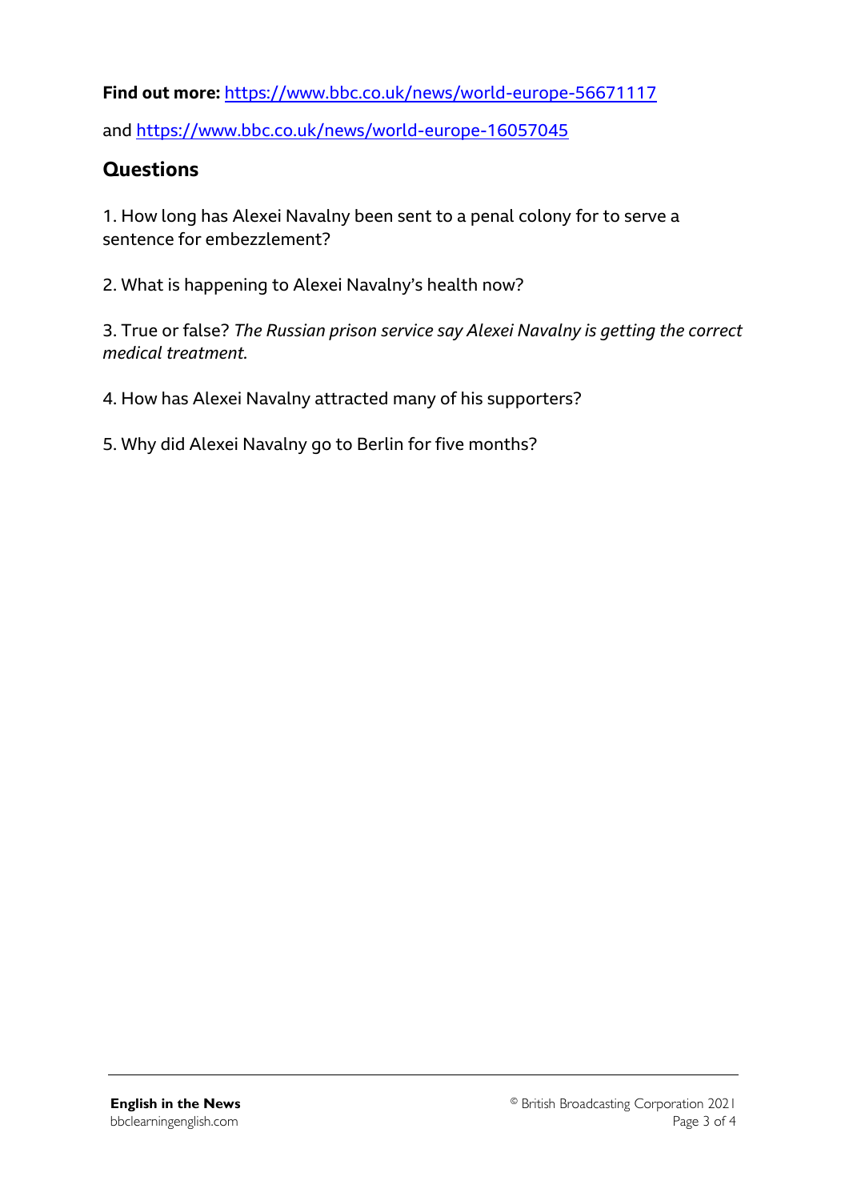**Find out more:** https://www.bbc.co.uk/news/world-europe-56671117

and https://www.bbc.co.uk/news/world-europe-16057045

## Questions

1. How long has Alexei Navalny been sent to a penal colony for to serve a sentence for embezzlement?

2. What is happening to Alexei Navalny's health now?

3. True or false? *The Russian prison service say Alexei Navalny is getting the correct medical treatment.*

4. How has Alexei Navalny attracted many of his supporters?

5. Why did Alexei Navalny go to Berlin for five months?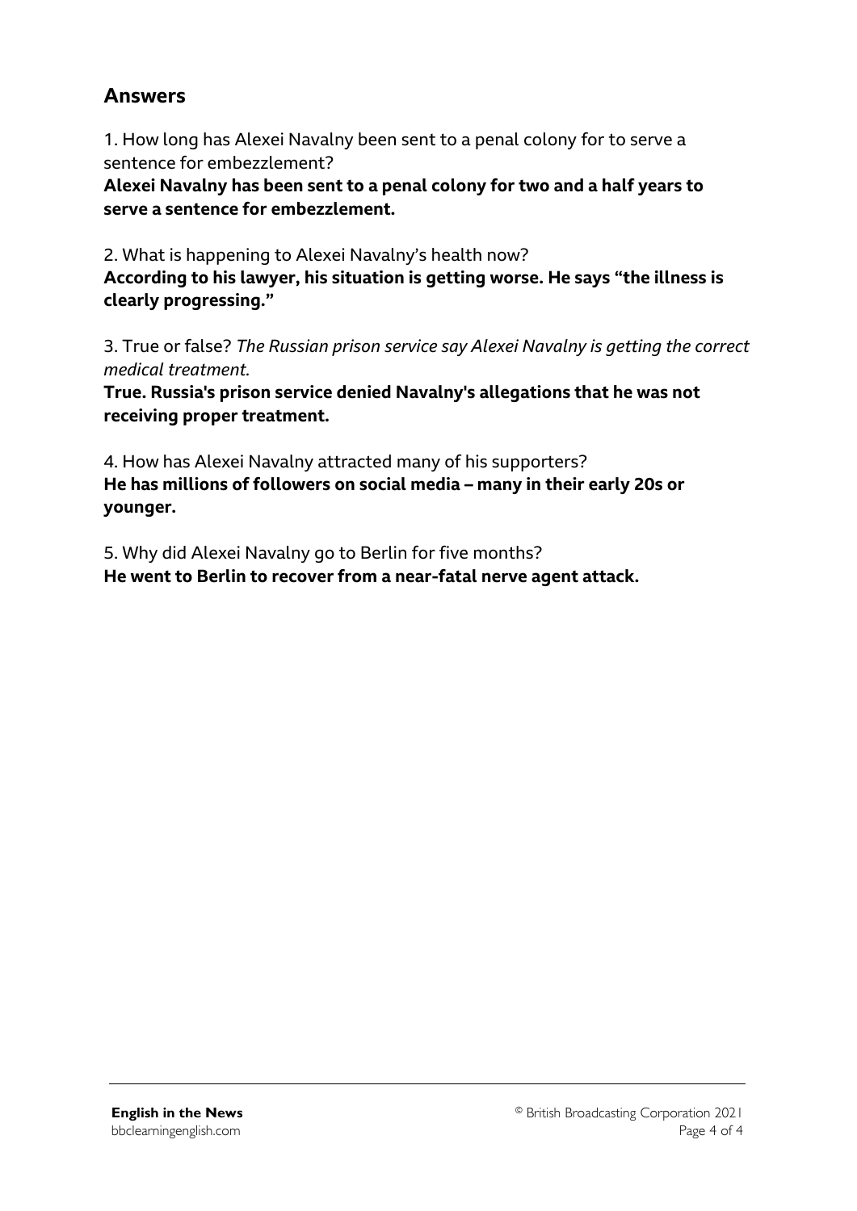## Answers

1. How long has Alexei Navalny been sent to a penal colony for to serve a sentence for embezzlement?
**Alexei Navalny has been sent to a penal colony for two and a half years to serve a sentence for embezzlement.**

2. What is happening to Alexei Navalny's health now?
**According to his lawyer, his situation is getting worse. He says "the illness is clearly progressing."**

3. True or false? *The Russian prison service say Alexei Navalny is getting the correct medical treatment.*
**True. Russia's prison service denied Navalny's allegations that he was not receiving proper treatment.**

4. How has Alexei Navalny attracted many of his supporters?
**He has millions of followers on social media – many in their early 20s or younger.**

5. Why did Alexei Navalny go to Berlin for five months?
**He went to Berlin to recover from a near-fatal nerve agent attack.**